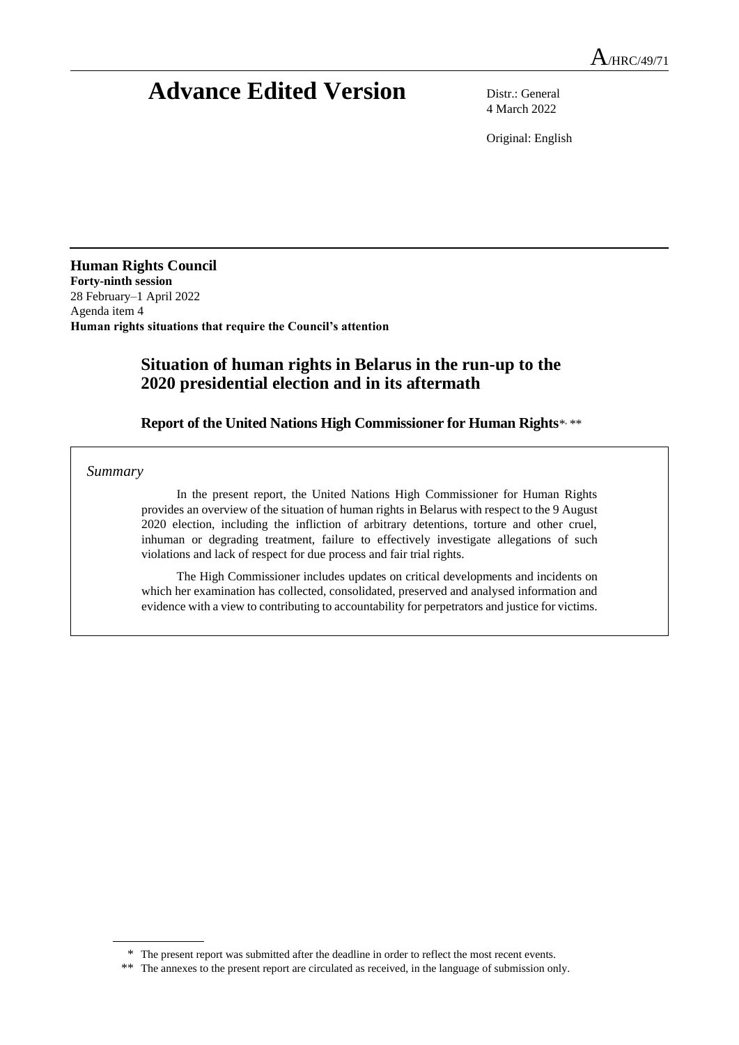A/HRC/49/71

# Advance Edited Version

Distr.: General
4 March 2022

Original: English

**Human Rights Council**
**Forty-ninth session**
28 February–1 April 2022
Agenda item 4
**Human rights situations that require the Council's attention**

## Situation of human rights in Belarus in the run-up to the 2020 presidential election and in its aftermath

### Report of the United Nations High Commissioner for Human Rights* **

*Summary*

In the present report, the United Nations High Commissioner for Human Rights provides an overview of the situation of human rights in Belarus with respect to the 9 August 2020 election, including the infliction of arbitrary detentions, torture and other cruel, inhuman or degrading treatment, failure to effectively investigate allegations of such violations and lack of respect for due process and fair trial rights.

The High Commissioner includes updates on critical developments and incidents on which her examination has collected, consolidated, preserved and analysed information and evidence with a view to contributing to accountability for perpetrators and justice for victims.

---

\* The present report was submitted after the deadline in order to reflect the most recent events.

\*\* The annexes to the present report are circulated as received, in the language of submission only.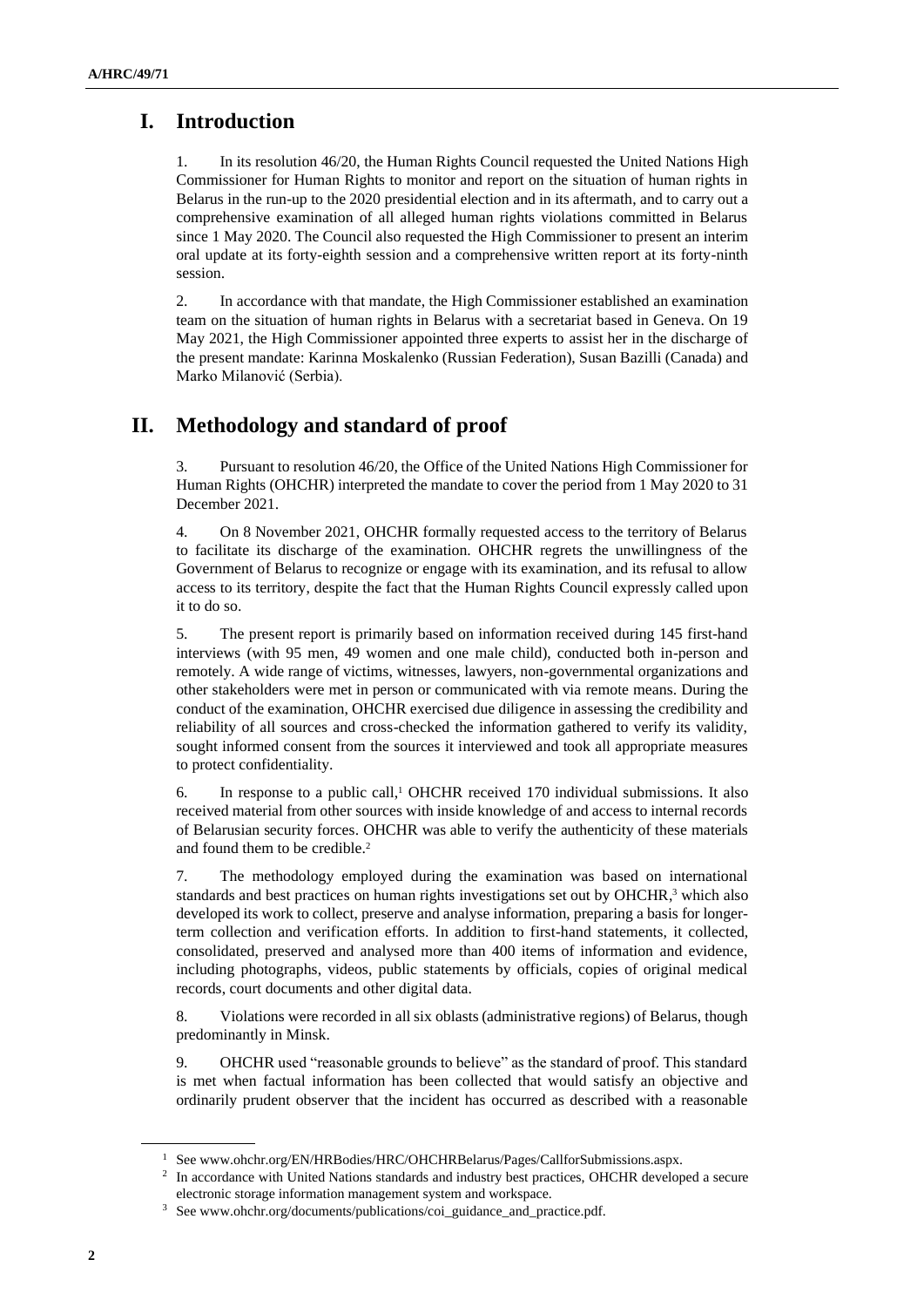## I. Introduction

1. In its resolution 46/20, the Human Rights Council requested the United Nations High Commissioner for Human Rights to monitor and report on the situation of human rights in Belarus in the run-up to the 2020 presidential election and in its aftermath, and to carry out a comprehensive examination of all alleged human rights violations committed in Belarus since 1 May 2020. The Council also requested the High Commissioner to present an interim oral update at its forty-eighth session and a comprehensive written report at its forty-ninth session.

2. In accordance with that mandate, the High Commissioner established an examination team on the situation of human rights in Belarus with a secretariat based in Geneva. On 19 May 2021, the High Commissioner appointed three experts to assist her in the discharge of the present mandate: Karinna Moskalenko (Russian Federation), Susan Bazilli (Canada) and Marko Milanović (Serbia).

## II. Methodology and standard of proof

3. Pursuant to resolution 46/20, the Office of the United Nations High Commissioner for Human Rights (OHCHR) interpreted the mandate to cover the period from 1 May 2020 to 31 December 2021.

4. On 8 November 2021, OHCHR formally requested access to the territory of Belarus to facilitate its discharge of the examination. OHCHR regrets the unwillingness of the Government of Belarus to recognize or engage with its examination, and its refusal to allow access to its territory, despite the fact that the Human Rights Council expressly called upon it to do so.

5. The present report is primarily based on information received during 145 first-hand interviews (with 95 men, 49 women and one male child), conducted both in-person and remotely. A wide range of victims, witnesses, lawyers, non-governmental organizations and other stakeholders were met in person or communicated with via remote means. During the conduct of the examination, OHCHR exercised due diligence in assessing the credibility and reliability of all sources and cross-checked the information gathered to verify its validity, sought informed consent from the sources it interviewed and took all appropriate measures to protect confidentiality.

6. In response to a public call,[1] OHCHR received 170 individual submissions. It also received material from other sources with inside knowledge of and access to internal records of Belarusian security forces. OHCHR was able to verify the authenticity of these materials and found them to be credible.[2]

7. The methodology employed during the examination was based on international standards and best practices on human rights investigations set out by OHCHR,[3] which also developed its work to collect, preserve and analyse information, preparing a basis for longer-term collection and verification efforts. In addition to first-hand statements, it collected, consolidated, preserved and analysed more than 400 items of information and evidence, including photographs, videos, public statements by officials, copies of original medical records, court documents and other digital data.

8. Violations were recorded in all six oblasts (administrative regions) of Belarus, though predominantly in Minsk.

9. OHCHR used "reasonable grounds to believe" as the standard of proof. This standard is met when factual information has been collected that would satisfy an objective and ordinarily prudent observer that the incident has occurred as described with a reasonable

---

[1] See www.ohchr.org/EN/HRBodies/HRC/OHCHRBelarus/Pages/CallforSubmissions.aspx.

[2] In accordance with United Nations standards and industry best practices, OHCHR developed a secure electronic storage information management system and workspace.

[3] See www.ohchr.org/documents/publications/coi_guidance_and_practice.pdf.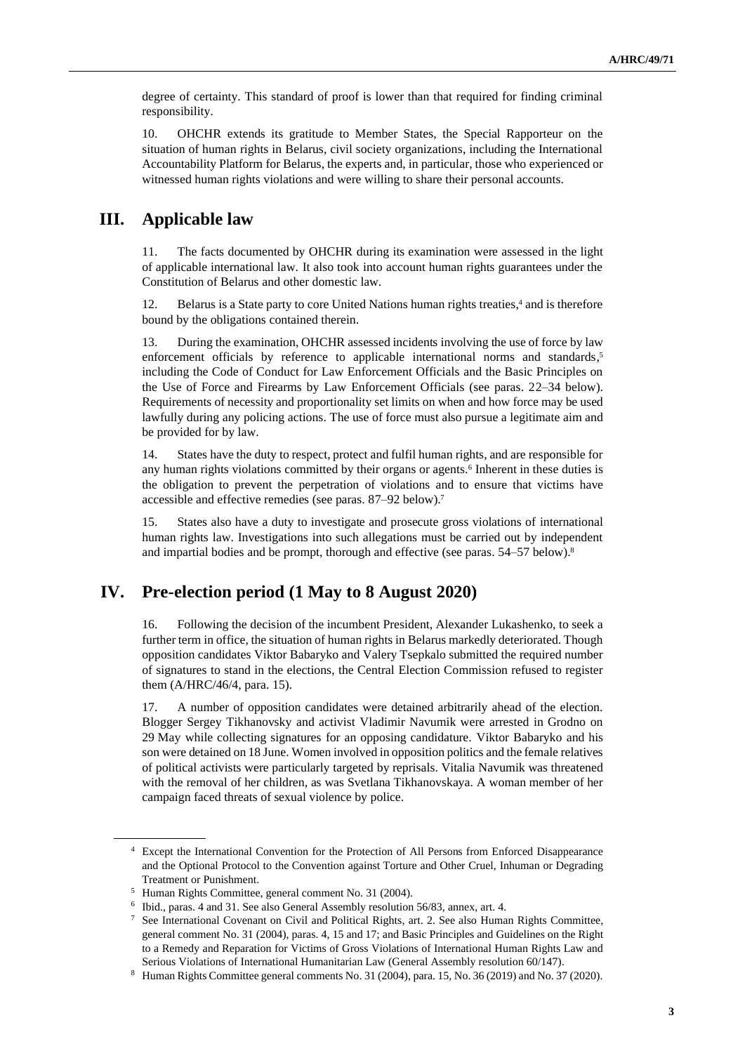degree of certainty. This standard of proof is lower than that required for finding criminal responsibility.

10. OHCHR extends its gratitude to Member States, the Special Rapporteur on the situation of human rights in Belarus, civil society organizations, including the International Accountability Platform for Belarus, the experts and, in particular, those who experienced or witnessed human rights violations and were willing to share their personal accounts.

## III. Applicable law

11. The facts documented by OHCHR during its examination were assessed in the light of applicable international law. It also took into account human rights guarantees under the Constitution of Belarus and other domestic law.

12. Belarus is a State party to core United Nations human rights treaties,[4] and is therefore bound by the obligations contained therein.

13. During the examination, OHCHR assessed incidents involving the use of force by law enforcement officials by reference to applicable international norms and standards,[5] including the Code of Conduct for Law Enforcement Officials and the Basic Principles on the Use of Force and Firearms by Law Enforcement Officials (see paras. 22–34 below). Requirements of necessity and proportionality set limits on when and how force may be used lawfully during any policing actions. The use of force must also pursue a legitimate aim and be provided for by law.

14. States have the duty to respect, protect and fulfil human rights, and are responsible for any human rights violations committed by their organs or agents.[6] Inherent in these duties is the obligation to prevent the perpetration of violations and to ensure that victims have accessible and effective remedies (see paras. 87–92 below).[7]

15. States also have a duty to investigate and prosecute gross violations of international human rights law. Investigations into such allegations must be carried out by independent and impartial bodies and be prompt, thorough and effective (see paras. 54–57 below).[8]

## IV. Pre-election period (1 May to 8 August 2020)

16. Following the decision of the incumbent President, Alexander Lukashenko, to seek a further term in office, the situation of human rights in Belarus markedly deteriorated. Though opposition candidates Viktor Babaryko and Valery Tsepkalo submitted the required number of signatures to stand in the elections, the Central Election Commission refused to register them (A/HRC/46/4, para. 15).

17. A number of opposition candidates were detained arbitrarily ahead of the election. Blogger Sergey Tikhanovsky and activist Vladimir Navumik were arrested in Grodno on 29 May while collecting signatures for an opposing candidature. Viktor Babaryko and his son were detained on 18 June. Women involved in opposition politics and the female relatives of political activists were particularly targeted by reprisals. Vitalia Navumik was threatened with the removal of her children, as was Svetlana Tikhanovskaya. A woman member of her campaign faced threats of sexual violence by police.

---

[4] Except the International Convention for the Protection of All Persons from Enforced Disappearance and the Optional Protocol to the Convention against Torture and Other Cruel, Inhuman or Degrading Treatment or Punishment.

[5] Human Rights Committee, general comment No. 31 (2004).

[6] Ibid., paras. 4 and 31. See also General Assembly resolution 56/83, annex, art. 4.

[7] See International Covenant on Civil and Political Rights, art. 2. See also Human Rights Committee, general comment No. 31 (2004), paras. 4, 15 and 17; and Basic Principles and Guidelines on the Right to a Remedy and Reparation for Victims of Gross Violations of International Human Rights Law and Serious Violations of International Humanitarian Law (General Assembly resolution 60/147).

[8] Human Rights Committee general comments No. 31 (2004), para. 15, No. 36 (2019) and No. 37 (2020).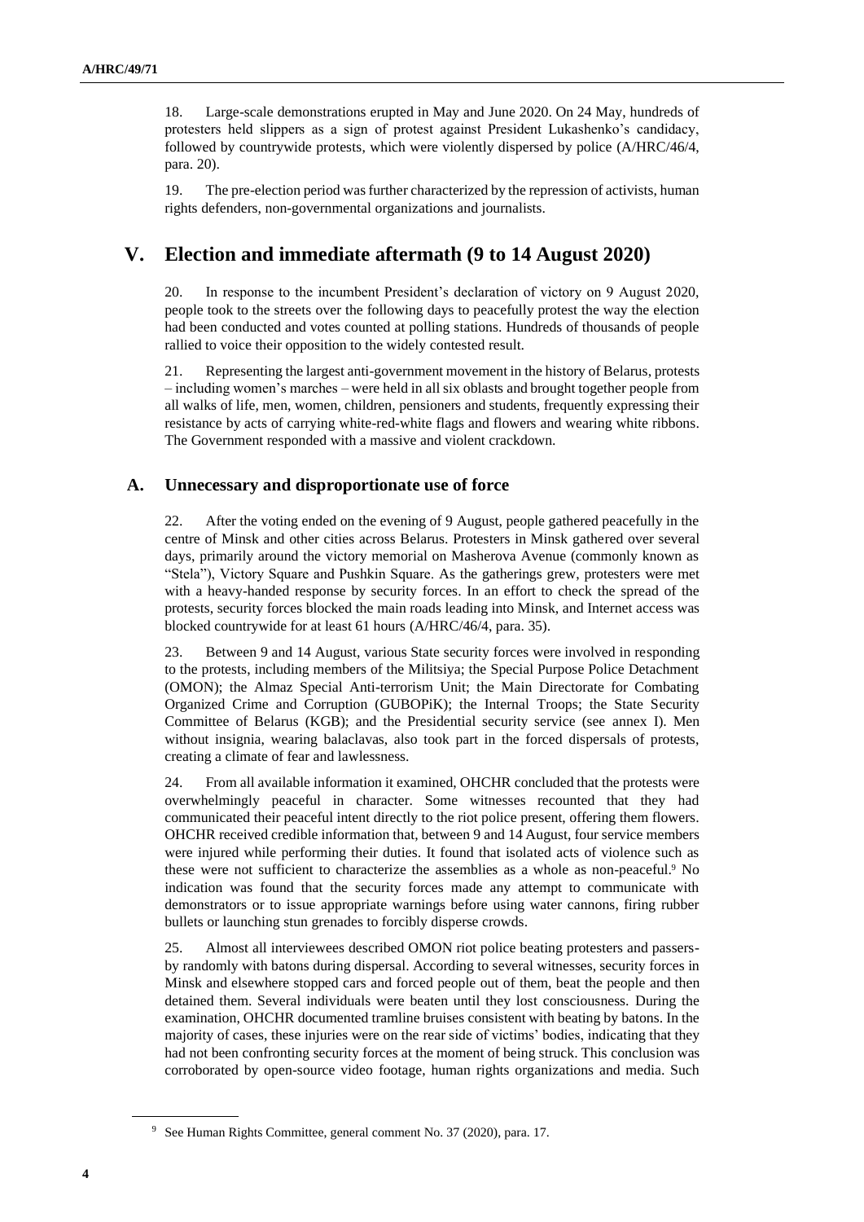18. Large-scale demonstrations erupted in May and June 2020. On 24 May, hundreds of protesters held slippers as a sign of protest against President Lukashenko's candidacy, followed by countrywide protests, which were violently dispersed by police (A/HRC/46/4, para. 20).

19. The pre-election period was further characterized by the repression of activists, human rights defenders, non-governmental organizations and journalists.

# V. Election and immediate aftermath (9 to 14 August 2020)

20. In response to the incumbent President's declaration of victory on 9 August 2020, people took to the streets over the following days to peacefully protest the way the election had been conducted and votes counted at polling stations. Hundreds of thousands of people rallied to voice their opposition to the widely contested result.

21. Representing the largest anti-government movement in the history of Belarus, protests – including women's marches – were held in all six oblasts and brought together people from all walks of life, men, women, children, pensioners and students, frequently expressing their resistance by acts of carrying white-red-white flags and flowers and wearing white ribbons. The Government responded with a massive and violent crackdown.

## A. Unnecessary and disproportionate use of force

22. After the voting ended on the evening of 9 August, people gathered peacefully in the centre of Minsk and other cities across Belarus. Protesters in Minsk gathered over several days, primarily around the victory memorial on Masherova Avenue (commonly known as "Stela"), Victory Square and Pushkin Square. As the gatherings grew, protesters were met with a heavy-handed response by security forces. In an effort to check the spread of the protests, security forces blocked the main roads leading into Minsk, and Internet access was blocked countrywide for at least 61 hours (A/HRC/46/4, para. 35).

23. Between 9 and 14 August, various State security forces were involved in responding to the protests, including members of the Militsiya; the Special Purpose Police Detachment (OMON); the Almaz Special Anti-terrorism Unit; the Main Directorate for Combating Organized Crime and Corruption (GUBOPiK); the Internal Troops; the State Security Committee of Belarus (KGB); and the Presidential security service (see annex I). Men without insignia, wearing balaclavas, also took part in the forced dispersals of protests, creating a climate of fear and lawlessness.

24. From all available information it examined, OHCHR concluded that the protests were overwhelmingly peaceful in character. Some witnesses recounted that they had communicated their peaceful intent directly to the riot police present, offering them flowers. OHCHR received credible information that, between 9 and 14 August, four service members were injured while performing their duties. It found that isolated acts of violence such as these were not sufficient to characterize the assemblies as a whole as non-peaceful.[9] No indication was found that the security forces made any attempt to communicate with demonstrators or to issue appropriate warnings before using water cannons, firing rubber bullets or launching stun grenades to forcibly disperse crowds.

25. Almost all interviewees described OMON riot police beating protesters and passers-by randomly with batons during dispersal. According to several witnesses, security forces in Minsk and elsewhere stopped cars and forced people out of them, beat the people and then detained them. Several individuals were beaten until they lost consciousness. During the examination, OHCHR documented tramline bruises consistent with beating by batons. In the majority of cases, these injuries were on the rear side of victims' bodies, indicating that they had not been confronting security forces at the moment of being struck. This conclusion was corroborated by open-source video footage, human rights organizations and media. Such

[9] See Human Rights Committee, general comment No. 37 (2020), para. 17.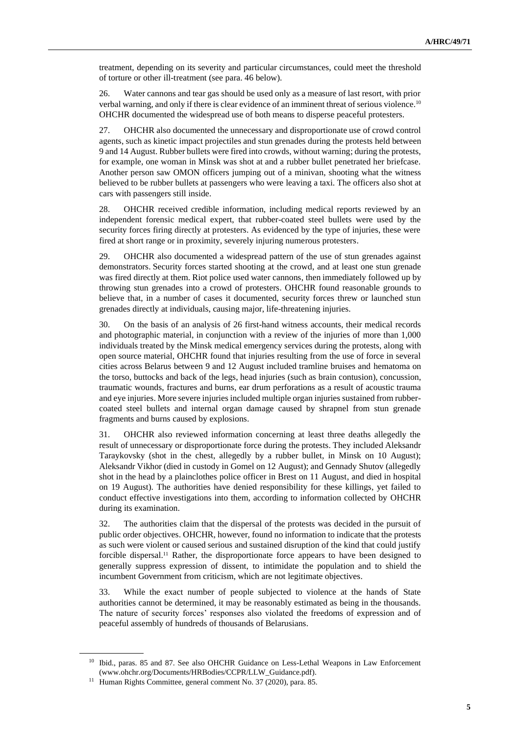treatment, depending on its severity and particular circumstances, could meet the threshold of torture or other ill-treatment (see para. 46 below).

26. Water cannons and tear gas should be used only as a measure of last resort, with prior verbal warning, and only if there is clear evidence of an imminent threat of serious violence.[10] OHCHR documented the widespread use of both means to disperse peaceful protesters.

27. OHCHR also documented the unnecessary and disproportionate use of crowd control agents, such as kinetic impact projectiles and stun grenades during the protests held between 9 and 14 August. Rubber bullets were fired into crowds, without warning; during the protests, for example, one woman in Minsk was shot at and a rubber bullet penetrated her briefcase. Another person saw OMON officers jumping out of a minivan, shooting what the witness believed to be rubber bullets at passengers who were leaving a taxi. The officers also shot at cars with passengers still inside.

28. OHCHR received credible information, including medical reports reviewed by an independent forensic medical expert, that rubber-coated steel bullets were used by the security forces firing directly at protesters. As evidenced by the type of injuries, these were fired at short range or in proximity, severely injuring numerous protesters.

29. OHCHR also documented a widespread pattern of the use of stun grenades against demonstrators. Security forces started shooting at the crowd, and at least one stun grenade was fired directly at them. Riot police used water cannons, then immediately followed up by throwing stun grenades into a crowd of protesters. OHCHR found reasonable grounds to believe that, in a number of cases it documented, security forces threw or launched stun grenades directly at individuals, causing major, life-threatening injuries.

30. On the basis of an analysis of 26 first-hand witness accounts, their medical records and photographic material, in conjunction with a review of the injuries of more than 1,000 individuals treated by the Minsk medical emergency services during the protests, along with open source material, OHCHR found that injuries resulting from the use of force in several cities across Belarus between 9 and 12 August included tramline bruises and hematoma on the torso, buttocks and back of the legs, head injuries (such as brain contusion), concussion, traumatic wounds, fractures and burns, ear drum perforations as a result of acoustic trauma and eye injuries. More severe injuries included multiple organ injuries sustained from rubber-coated steel bullets and internal organ damage caused by shrapnel from stun grenade fragments and burns caused by explosions.

31. OHCHR also reviewed information concerning at least three deaths allegedly the result of unnecessary or disproportionate force during the protests. They included Aleksandr Taraykovsky (shot in the chest, allegedly by a rubber bullet, in Minsk on 10 August); Aleksandr Vikhor (died in custody in Gomel on 12 August); and Gennady Shutov (allegedly shot in the head by a plainclothes police officer in Brest on 11 August, and died in hospital on 19 August). The authorities have denied responsibility for these killings, yet failed to conduct effective investigations into them, according to information collected by OHCHR during its examination.

32. The authorities claim that the dispersal of the protests was decided in the pursuit of public order objectives. OHCHR, however, found no information to indicate that the protests as such were violent or caused serious and sustained disruption of the kind that could justify forcible dispersal.[11] Rather, the disproportionate force appears to have been designed to generally suppress expression of dissent, to intimidate the population and to shield the incumbent Government from criticism, which are not legitimate objectives.

33. While the exact number of people subjected to violence at the hands of State authorities cannot be determined, it may be reasonably estimated as being in the thousands. The nature of security forces' responses also violated the freedoms of expression and of peaceful assembly of hundreds of thousands of Belarusians.

---

[10] Ibid., paras. 85 and 87. See also OHCHR Guidance on Less-Lethal Weapons in Law Enforcement (www.ohchr.org/Documents/HRBodies/CCPR/LLW_Guidance.pdf).

[11] Human Rights Committee, general comment No. 37 (2020), para. 85.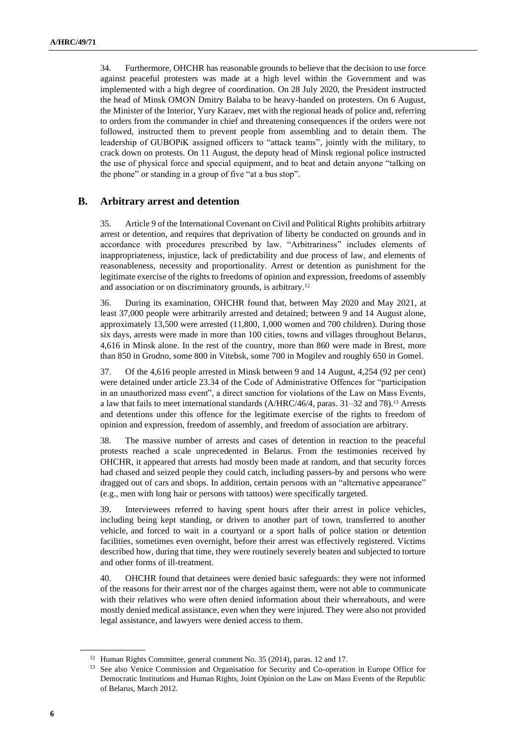34. Furthermore, OHCHR has reasonable grounds to believe that the decision to use force against peaceful protesters was made at a high level within the Government and was implemented with a high degree of coordination. On 28 July 2020, the President instructed the head of Minsk OMON Dmitry Balaba to be heavy-handed on protesters. On 6 August, the Minister of the Interior, Yury Karaev, met with the regional heads of police and, referring to orders from the commander in chief and threatening consequences if the orders were not followed, instructed them to prevent people from assembling and to detain them. The leadership of GUBOPiK assigned officers to "attack teams", jointly with the military, to crack down on protests. On 11 August, the deputy head of Minsk regional police instructed the use of physical force and special equipment, and to beat and detain anyone "talking on the phone" or standing in a group of five "at a bus stop".

## B. Arbitrary arrest and detention

35. Article 9 of the International Covenant on Civil and Political Rights prohibits arbitrary arrest or detention, and requires that deprivation of liberty be conducted on grounds and in accordance with procedures prescribed by law. "Arbitrariness" includes elements of inappropriateness, injustice, lack of predictability and due process of law, and elements of reasonableness, necessity and proportionality. Arrest or detention as punishment for the legitimate exercise of the rights to freedoms of opinion and expression, freedoms of assembly and association or on discriminatory grounds, is arbitrary.[12]

36. During its examination, OHCHR found that, between May 2020 and May 2021, at least 37,000 people were arbitrarily arrested and detained; between 9 and 14 August alone, approximately 13,500 were arrested (11,800, 1,000 women and 700 children). During those six days, arrests were made in more than 100 cities, towns and villages throughout Belarus, 4,616 in Minsk alone. In the rest of the country, more than 860 were made in Brest, more than 850 in Grodno, some 800 in Vitebsk, some 700 in Mogilev and roughly 650 in Gomel.

37. Of the 4,616 people arrested in Minsk between 9 and 14 August, 4,254 (92 per cent) were detained under article 23.34 of the Code of Administrative Offences for "participation in an unauthorized mass event", a direct sanction for violations of the Law on Mass Events, a law that fails to meet international standards (A/HRC/46/4, paras. 31–32 and 78).[13] Arrests and detentions under this offence for the legitimate exercise of the rights to freedom of opinion and expression, freedom of assembly, and freedom of association are arbitrary.

38. The massive number of arrests and cases of detention in reaction to the peaceful protests reached a scale unprecedented in Belarus. From the testimonies received by OHCHR, it appeared that arrests had mostly been made at random, and that security forces had chased and seized people they could catch, including passers-by and persons who were dragged out of cars and shops. In addition, certain persons with an "alternative appearance" (e.g., men with long hair or persons with tattoos) were specifically targeted.

39. Interviewees referred to having spent hours after their arrest in police vehicles, including being kept standing, or driven to another part of town, transferred to another vehicle, and forced to wait in a courtyard or a sport halls of police station or detention facilities, sometimes even overnight, before their arrest was effectively registered. Victims described how, during that time, they were routinely severely beaten and subjected to torture and other forms of ill-treatment.

40. OHCHR found that detainees were denied basic safeguards: they were not informed of the reasons for their arrest nor of the charges against them, were not able to communicate with their relatives who were often denied information about their whereabouts, and were mostly denied medical assistance, even when they were injured. They were also not provided legal assistance, and lawyers were denied access to them.

---

[12] Human Rights Committee, general comment No. 35 (2014), paras. 12 and 17.

[13] See also Venice Commission and Organisation for Security and Co-operation in Europe Office for Democratic Institutions and Human Rights, Joint Opinion on the Law on Mass Events of the Republic of Belarus, March 2012.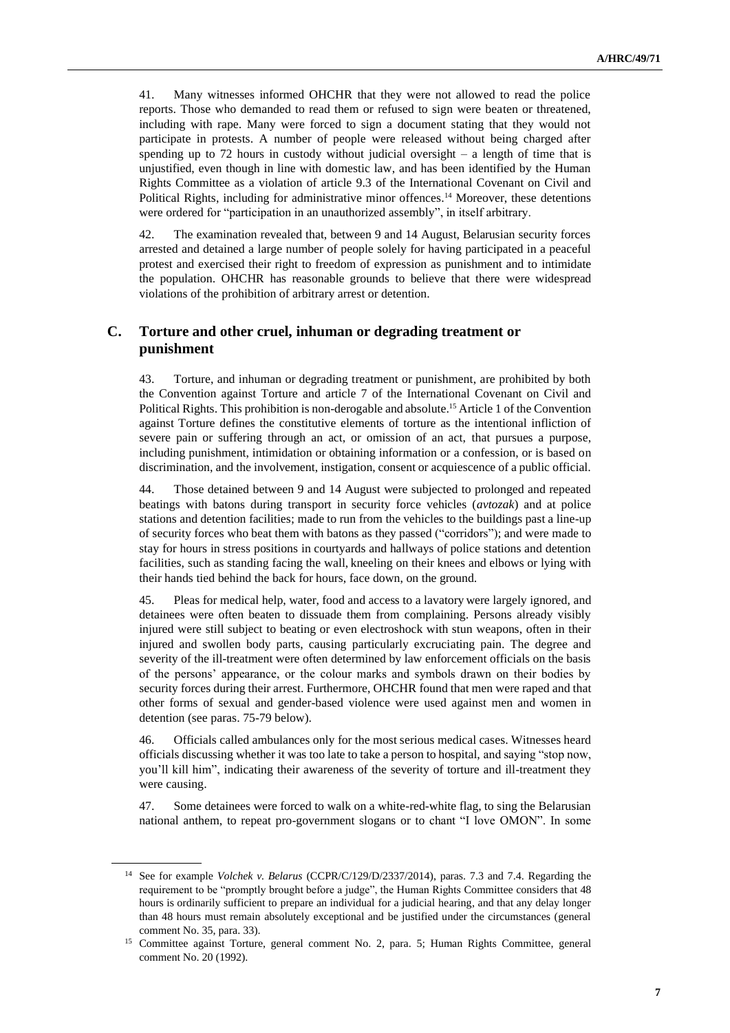41. Many witnesses informed OHCHR that they were not allowed to read the police reports. Those who demanded to read them or refused to sign were beaten or threatened, including with rape. Many were forced to sign a document stating that they would not participate in protests. A number of people were released without being charged after spending up to 72 hours in custody without judicial oversight – a length of time that is unjustified, even though in line with domestic law, and has been identified by the Human Rights Committee as a violation of article 9.3 of the International Covenant on Civil and Political Rights, including for administrative minor offences.[14] Moreover, these detentions were ordered for "participation in an unauthorized assembly", in itself arbitrary.

42. The examination revealed that, between 9 and 14 August, Belarusian security forces arrested and detained a large number of people solely for having participated in a peaceful protest and exercised their right to freedom of expression as punishment and to intimidate the population. OHCHR has reasonable grounds to believe that there were widespread violations of the prohibition of arbitrary arrest or detention.

## C. Torture and other cruel, inhuman or degrading treatment or punishment

43. Torture, and inhuman or degrading treatment or punishment, are prohibited by both the Convention against Torture and article 7 of the International Covenant on Civil and Political Rights. This prohibition is non-derogable and absolute.[15] Article 1 of the Convention against Torture defines the constitutive elements of torture as the intentional infliction of severe pain or suffering through an act, or omission of an act, that pursues a purpose, including punishment, intimidation or obtaining information or a confession, or is based on discrimination, and the involvement, instigation, consent or acquiescence of a public official.

44. Those detained between 9 and 14 August were subjected to prolonged and repeated beatings with batons during transport in security force vehicles (*avtozak*) and at police stations and detention facilities; made to run from the vehicles to the buildings past a line-up of security forces who beat them with batons as they passed ("corridors"); and were made to stay for hours in stress positions in courtyards and hallways of police stations and detention facilities, such as standing facing the wall, kneeling on their knees and elbows or lying with their hands tied behind the back for hours, face down, on the ground.

45. Pleas for medical help, water, food and access to a lavatory were largely ignored, and detainees were often beaten to dissuade them from complaining. Persons already visibly injured were still subject to beating or even electroshock with stun weapons, often in their injured and swollen body parts, causing particularly excruciating pain. The degree and severity of the ill-treatment were often determined by law enforcement officials on the basis of the persons' appearance, or the colour marks and symbols drawn on their bodies by security forces during their arrest. Furthermore, OHCHR found that men were raped and that other forms of sexual and gender-based violence were used against men and women in detention (see paras. 75-79 below).

46. Officials called ambulances only for the most serious medical cases. Witnesses heard officials discussing whether it was too late to take a person to hospital, and saying "stop now, you'll kill him", indicating their awareness of the severity of torture and ill-treatment they were causing.

47. Some detainees were forced to walk on a white-red-white flag, to sing the Belarusian national anthem, to repeat pro-government slogans or to chant "I love OMON". In some

---

[14] See for example *Volchek v. Belarus* (CCPR/C/129/D/2337/2014), paras. 7.3 and 7.4. Regarding the requirement to be "promptly brought before a judge", the Human Rights Committee considers that 48 hours is ordinarily sufficient to prepare an individual for a judicial hearing, and that any delay longer than 48 hours must remain absolutely exceptional and be justified under the circumstances (general comment No. 35, para. 33).

[15] Committee against Torture, general comment No. 2, para. 5; Human Rights Committee, general comment No. 20 (1992).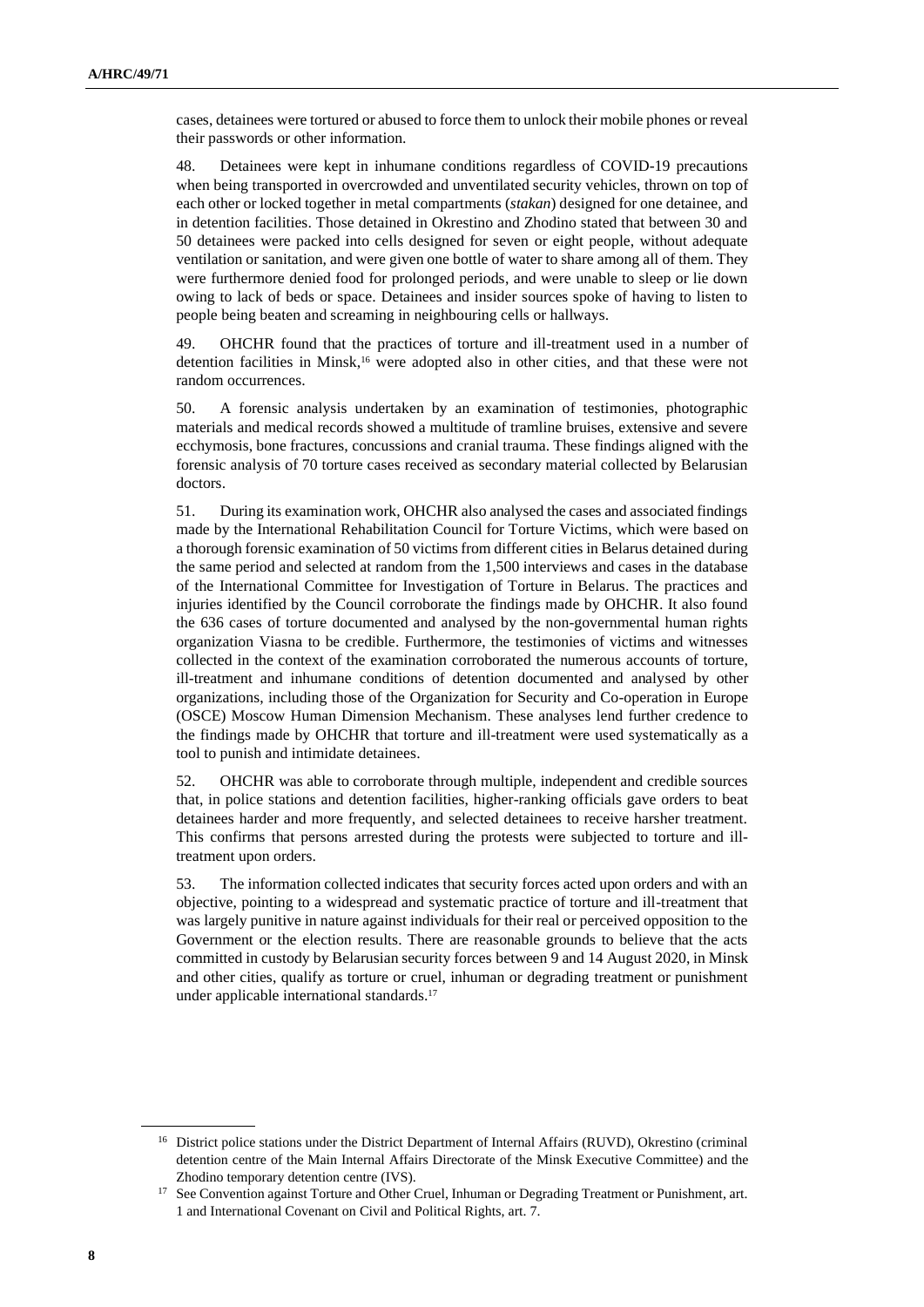cases, detainees were tortured or abused to force them to unlock their mobile phones or reveal their passwords or other information.

48. Detainees were kept in inhumane conditions regardless of COVID-19 precautions when being transported in overcrowded and unventilated security vehicles, thrown on top of each other or locked together in metal compartments (*stakan*) designed for one detainee, and in detention facilities. Those detained in Okrestino and Zhodino stated that between 30 and 50 detainees were packed into cells designed for seven or eight people, without adequate ventilation or sanitation, and were given one bottle of water to share among all of them. They were furthermore denied food for prolonged periods, and were unable to sleep or lie down owing to lack of beds or space. Detainees and insider sources spoke of having to listen to people being beaten and screaming in neighbouring cells or hallways.

49. OHCHR found that the practices of torture and ill-treatment used in a number of detention facilities in Minsk,[16] were adopted also in other cities, and that these were not random occurrences.

50. A forensic analysis undertaken by an examination of testimonies, photographic materials and medical records showed a multitude of tramline bruises, extensive and severe ecchymosis, bone fractures, concussions and cranial trauma. These findings aligned with the forensic analysis of 70 torture cases received as secondary material collected by Belarusian doctors.

51. During its examination work, OHCHR also analysed the cases and associated findings made by the International Rehabilitation Council for Torture Victims, which were based on a thorough forensic examination of 50 victims from different cities in Belarus detained during the same period and selected at random from the 1,500 interviews and cases in the database of the International Committee for Investigation of Torture in Belarus. The practices and injuries identified by the Council corroborate the findings made by OHCHR. It also found the 636 cases of torture documented and analysed by the non-governmental human rights organization Viasna to be credible. Furthermore, the testimonies of victims and witnesses collected in the context of the examination corroborated the numerous accounts of torture, ill-treatment and inhumane conditions of detention documented and analysed by other organizations, including those of the Organization for Security and Co-operation in Europe (OSCE) Moscow Human Dimension Mechanism. These analyses lend further credence to the findings made by OHCHR that torture and ill-treatment were used systematically as a tool to punish and intimidate detainees.

52. OHCHR was able to corroborate through multiple, independent and credible sources that, in police stations and detention facilities, higher-ranking officials gave orders to beat detainees harder and more frequently, and selected detainees to receive harsher treatment. This confirms that persons arrested during the protests were subjected to torture and ill-treatment upon orders.

53. The information collected indicates that security forces acted upon orders and with an objective, pointing to a widespread and systematic practice of torture and ill-treatment that was largely punitive in nature against individuals for their real or perceived opposition to the Government or the election results. There are reasonable grounds to believe that the acts committed in custody by Belarusian security forces between 9 and 14 August 2020, in Minsk and other cities, qualify as torture or cruel, inhuman or degrading treatment or punishment under applicable international standards.[17]

---

[16] District police stations under the District Department of Internal Affairs (RUVD), Okrestino (criminal detention centre of the Main Internal Affairs Directorate of the Minsk Executive Committee) and the Zhodino temporary detention centre (IVS).

[17] See Convention against Torture and Other Cruel, Inhuman or Degrading Treatment or Punishment, art. 1 and International Covenant on Civil and Political Rights, art. 7.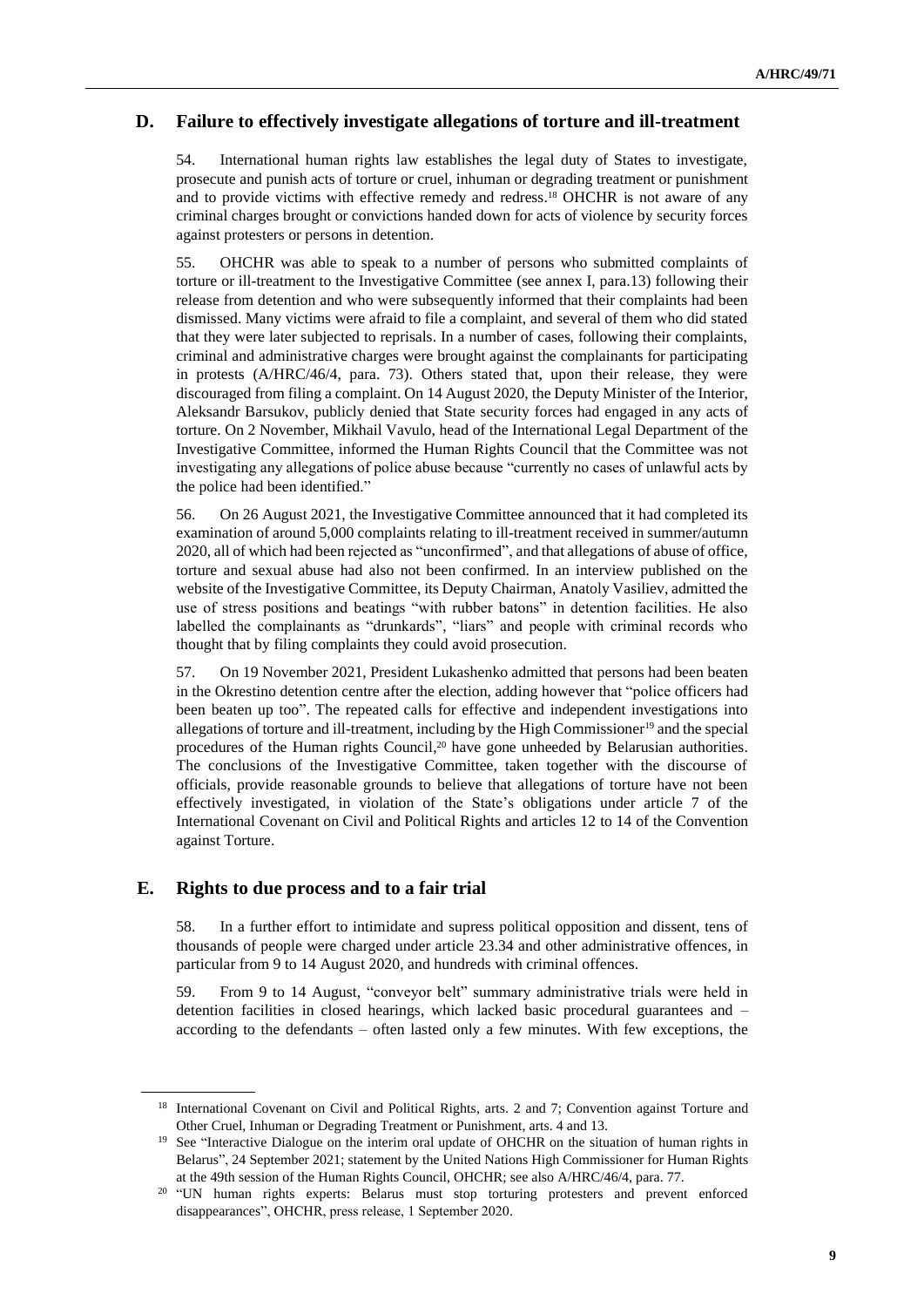## D. Failure to effectively investigate allegations of torture and ill-treatment

54. International human rights law establishes the legal duty of States to investigate, prosecute and punish acts of torture or cruel, inhuman or degrading treatment or punishment and to provide victims with effective remedy and redress.[18] OHCHR is not aware of any criminal charges brought or convictions handed down for acts of violence by security forces against protesters or persons in detention.

55. OHCHR was able to speak to a number of persons who submitted complaints of torture or ill-treatment to the Investigative Committee (see annex I, para.13) following their release from detention and who were subsequently informed that their complaints had been dismissed. Many victims were afraid to file a complaint, and several of them who did stated that they were later subjected to reprisals. In a number of cases, following their complaints, criminal and administrative charges were brought against the complainants for participating in protests (A/HRC/46/4, para. 73). Others stated that, upon their release, they were discouraged from filing a complaint. On 14 August 2020, the Deputy Minister of the Interior, Aleksandr Barsukov, publicly denied that State security forces had engaged in any acts of torture. On 2 November, Mikhail Vavulo, head of the International Legal Department of the Investigative Committee, informed the Human Rights Council that the Committee was not investigating any allegations of police abuse because "currently no cases of unlawful acts by the police had been identified."

56. On 26 August 2021, the Investigative Committee announced that it had completed its examination of around 5,000 complaints relating to ill-treatment received in summer/autumn 2020, all of which had been rejected as "unconfirmed", and that allegations of abuse of office, torture and sexual abuse had also not been confirmed. In an interview published on the website of the Investigative Committee, its Deputy Chairman, Anatoly Vasiliev, admitted the use of stress positions and beatings "with rubber batons" in detention facilities. He also labelled the complainants as "drunkards", "liars" and people with criminal records who thought that by filing complaints they could avoid prosecution.

57. On 19 November 2021, President Lukashenko admitted that persons had been beaten in the Okrestino detention centre after the election, adding however that "police officers had been beaten up too". The repeated calls for effective and independent investigations into allegations of torture and ill-treatment, including by the High Commissioner[19] and the special procedures of the Human rights Council,[20] have gone unheeded by Belarusian authorities. The conclusions of the Investigative Committee, taken together with the discourse of officials, provide reasonable grounds to believe that allegations of torture have not been effectively investigated, in violation of the State's obligations under article 7 of the International Covenant on Civil and Political Rights and articles 12 to 14 of the Convention against Torture.

## E. Rights to due process and to a fair trial

58. In a further effort to intimidate and supress political opposition and dissent, tens of thousands of people were charged under article 23.34 and other administrative offences, in particular from 9 to 14 August 2020, and hundreds with criminal offences.

59. From 9 to 14 August, "conveyor belt" summary administrative trials were held in detention facilities in closed hearings, which lacked basic procedural guarantees and – according to the defendants – often lasted only a few minutes. With few exceptions, the

---

[18] International Covenant on Civil and Political Rights, arts. 2 and 7; Convention against Torture and Other Cruel, Inhuman or Degrading Treatment or Punishment, arts. 4 and 13.

[19] See "Interactive Dialogue on the interim oral update of OHCHR on the situation of human rights in Belarus", 24 September 2021; statement by the United Nations High Commissioner for Human Rights at the 49th session of the Human Rights Council, OHCHR; see also A/HRC/46/4, para. 77.

[20] "UN human rights experts: Belarus must stop torturing protesters and prevent enforced disappearances", OHCHR, press release, 1 September 2020.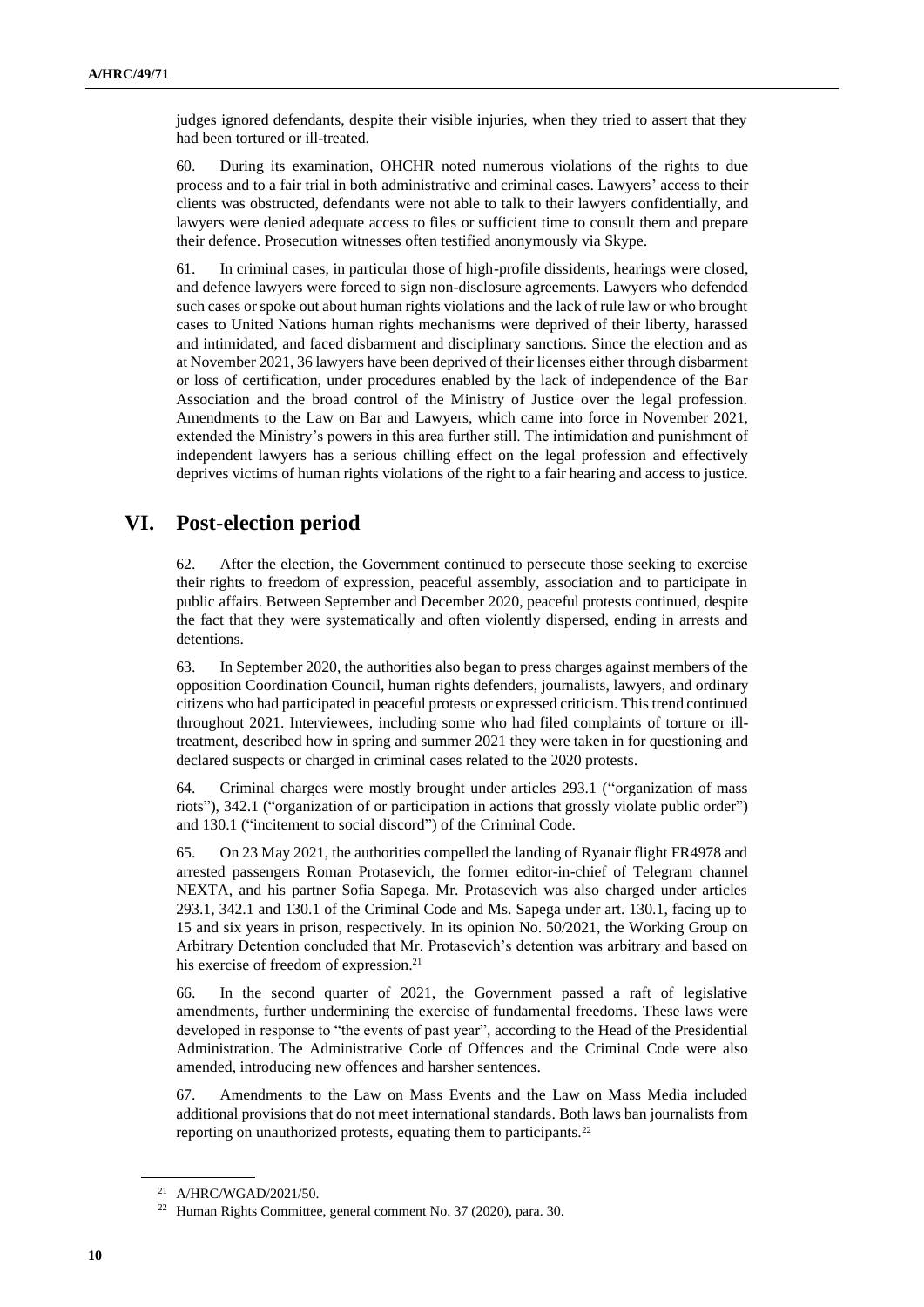judges ignored defendants, despite their visible injuries, when they tried to assert that they had been tortured or ill-treated.

60. During its examination, OHCHR noted numerous violations of the rights to due process and to a fair trial in both administrative and criminal cases. Lawyers' access to their clients was obstructed, defendants were not able to talk to their lawyers confidentially, and lawyers were denied adequate access to files or sufficient time to consult them and prepare their defence. Prosecution witnesses often testified anonymously via Skype.

61. In criminal cases, in particular those of high-profile dissidents, hearings were closed, and defence lawyers were forced to sign non-disclosure agreements. Lawyers who defended such cases or spoke out about human rights violations and the lack of rule law or who brought cases to United Nations human rights mechanisms were deprived of their liberty, harassed and intimidated, and faced disbarment and disciplinary sanctions. Since the election and as at November 2021, 36 lawyers have been deprived of their licenses either through disbarment or loss of certification, under procedures enabled by the lack of independence of the Bar Association and the broad control of the Ministry of Justice over the legal profession. Amendments to the Law on Bar and Lawyers, which came into force in November 2021, extended the Ministry's powers in this area further still. The intimidation and punishment of independent lawyers has a serious chilling effect on the legal profession and effectively deprives victims of human rights violations of the right to a fair hearing and access to justice.

## VI. Post-election period

62. After the election, the Government continued to persecute those seeking to exercise their rights to freedom of expression, peaceful assembly, association and to participate in public affairs. Between September and December 2020, peaceful protests continued, despite the fact that they were systematically and often violently dispersed, ending in arrests and detentions.

63. In September 2020, the authorities also began to press charges against members of the opposition Coordination Council, human rights defenders, journalists, lawyers, and ordinary citizens who had participated in peaceful protests or expressed criticism. This trend continued throughout 2021. Interviewees, including some who had filed complaints of torture or ill-treatment, described how in spring and summer 2021 they were taken in for questioning and declared suspects or charged in criminal cases related to the 2020 protests.

64. Criminal charges were mostly brought under articles 293.1 ("organization of mass riots"), 342.1 ("organization of or participation in actions that grossly violate public order") and 130.1 ("incitement to social discord") of the Criminal Code.

65. On 23 May 2021, the authorities compelled the landing of Ryanair flight FR4978 and arrested passengers Roman Protasevich, the former editor-in-chief of Telegram channel NEXTA, and his partner Sofia Sapega. Mr. Protasevich was also charged under articles 293.1, 342.1 and 130.1 of the Criminal Code and Ms. Sapega under art. 130.1, facing up to 15 and six years in prison, respectively. In its opinion No. 50/2021, the Working Group on Arbitrary Detention concluded that Mr. Protasevich's detention was arbitrary and based on his exercise of freedom of expression.[21]

66. In the second quarter of 2021, the Government passed a raft of legislative amendments, further undermining the exercise of fundamental freedoms. These laws were developed in response to "the events of past year", according to the Head of the Presidential Administration. The Administrative Code of Offences and the Criminal Code were also amended, introducing new offences and harsher sentences.

67. Amendments to the Law on Mass Events and the Law on Mass Media included additional provisions that do not meet international standards. Both laws ban journalists from reporting on unauthorized protests, equating them to participants.[22]

---

[21] A/HRC/WGAD/2021/50.

[22] Human Rights Committee, general comment No. 37 (2020), para. 30.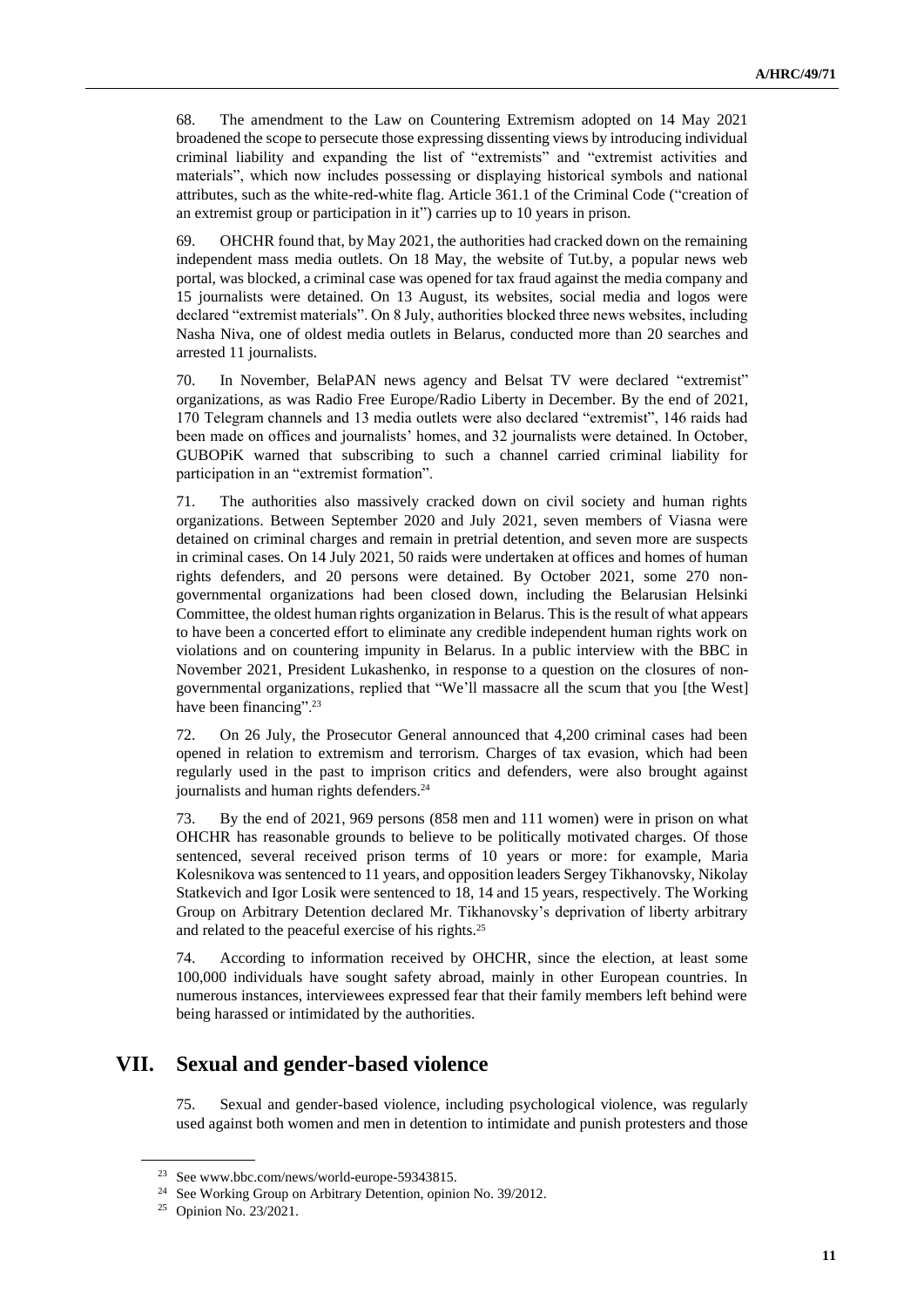68. The amendment to the Law on Countering Extremism adopted on 14 May 2021 broadened the scope to persecute those expressing dissenting views by introducing individual criminal liability and expanding the list of "extremists" and "extremist activities and materials", which now includes possessing or displaying historical symbols and national attributes, such as the white-red-white flag. Article 361.1 of the Criminal Code ("creation of an extremist group or participation in it") carries up to 10 years in prison.

69. OHCHR found that, by May 2021, the authorities had cracked down on the remaining independent mass media outlets. On 18 May, the website of Tut.by, a popular news web portal, was blocked, a criminal case was opened for tax fraud against the media company and 15 journalists were detained. On 13 August, its websites, social media and logos were declared "extremist materials". On 8 July, authorities blocked three news websites, including Nasha Niva, one of oldest media outlets in Belarus, conducted more than 20 searches and arrested 11 journalists.

70. In November, BelaPAN news agency and Belsat TV were declared "extremist" organizations, as was Radio Free Europe/Radio Liberty in December. By the end of 2021, 170 Telegram channels and 13 media outlets were also declared "extremist", 146 raids had been made on offices and journalists' homes, and 32 journalists were detained. In October, GUBOPiK warned that subscribing to such a channel carried criminal liability for participation in an "extremist formation".

71. The authorities also massively cracked down on civil society and human rights organizations. Between September 2020 and July 2021, seven members of Viasna were detained on criminal charges and remain in pretrial detention, and seven more are suspects in criminal cases. On 14 July 2021, 50 raids were undertaken at offices and homes of human rights defenders, and 20 persons were detained. By October 2021, some 270 non-governmental organizations had been closed down, including the Belarusian Helsinki Committee, the oldest human rights organization in Belarus. This is the result of what appears to have been a concerted effort to eliminate any credible independent human rights work on violations and on countering impunity in Belarus. In a public interview with the BBC in November 2021, President Lukashenko, in response to a question on the closures of non-governmental organizations, replied that "We'll massacre all the scum that you [the West] have been financing".[23]

72. On 26 July, the Prosecutor General announced that 4,200 criminal cases had been opened in relation to extremism and terrorism. Charges of tax evasion, which had been regularly used in the past to imprison critics and defenders, were also brought against journalists and human rights defenders.[24]

73. By the end of 2021, 969 persons (858 men and 111 women) were in prison on what OHCHR has reasonable grounds to believe to be politically motivated charges. Of those sentenced, several received prison terms of 10 years or more: for example, Maria Kolesnikova was sentenced to 11 years, and opposition leaders Sergey Tikhanovsky, Nikolay Statkevich and Igor Losik were sentenced to 18, 14 and 15 years, respectively. The Working Group on Arbitrary Detention declared Mr. Tikhanovsky's deprivation of liberty arbitrary and related to the peaceful exercise of his rights.[25]

74. According to information received by OHCHR, since the election, at least some 100,000 individuals have sought safety abroad, mainly in other European countries. In numerous instances, interviewees expressed fear that their family members left behind were being harassed or intimidated by the authorities.

# VII. Sexual and gender-based violence

75. Sexual and gender-based violence, including psychological violence, was regularly used against both women and men in detention to intimidate and punish protesters and those

---

[23] See www.bbc.com/news/world-europe-59343815.

[24] See Working Group on Arbitrary Detention, opinion No. 39/2012.

[25] Opinion No. 23/2021.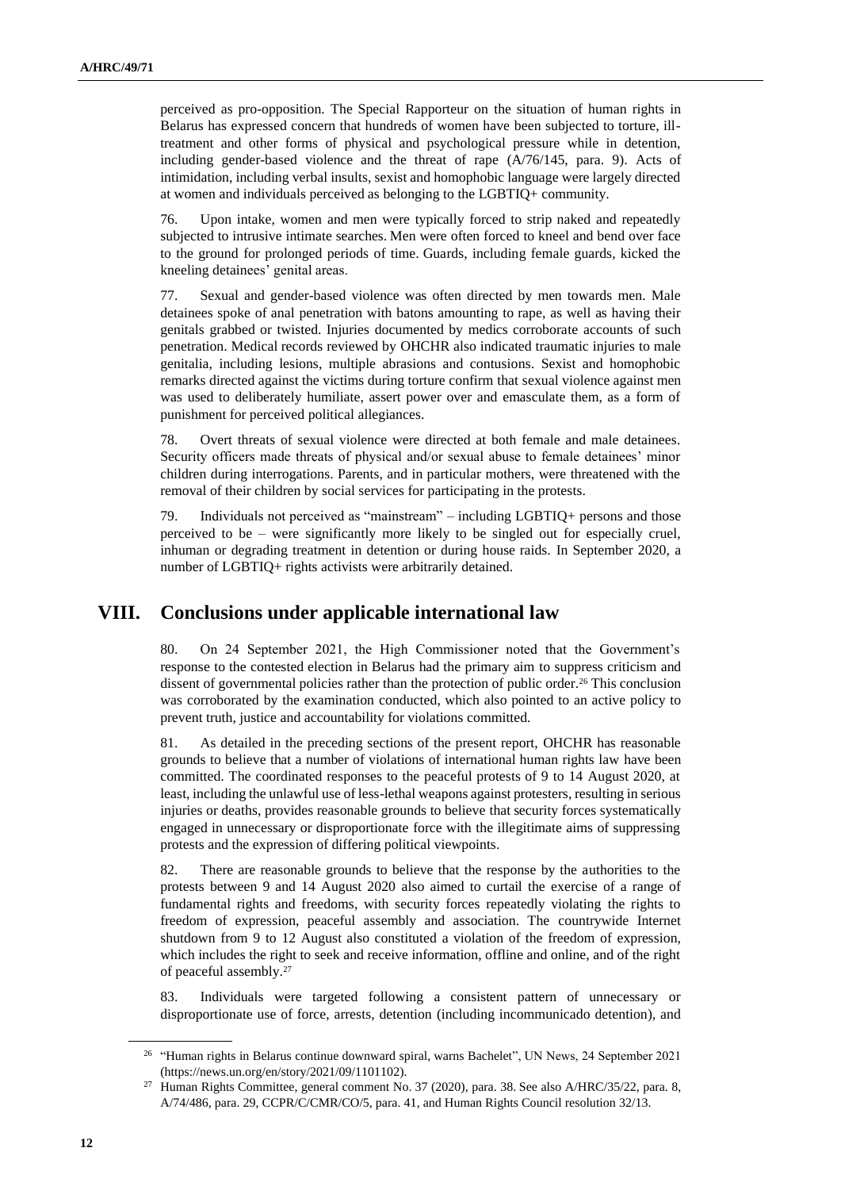perceived as pro-opposition. The Special Rapporteur on the situation of human rights in Belarus has expressed concern that hundreds of women have been subjected to torture, ill-treatment and other forms of physical and psychological pressure while in detention, including gender-based violence and the threat of rape (A/76/145, para. 9). Acts of intimidation, including verbal insults, sexist and homophobic language were largely directed at women and individuals perceived as belonging to the LGBTIQ+ community.

76. Upon intake, women and men were typically forced to strip naked and repeatedly subjected to intrusive intimate searches. Men were often forced to kneel and bend over face to the ground for prolonged periods of time. Guards, including female guards, kicked the kneeling detainees' genital areas.

77. Sexual and gender-based violence was often directed by men towards men. Male detainees spoke of anal penetration with batons amounting to rape, as well as having their genitals grabbed or twisted. Injuries documented by medics corroborate accounts of such penetration. Medical records reviewed by OHCHR also indicated traumatic injuries to male genitalia, including lesions, multiple abrasions and contusions. Sexist and homophobic remarks directed against the victims during torture confirm that sexual violence against men was used to deliberately humiliate, assert power over and emasculate them, as a form of punishment for perceived political allegiances.

78. Overt threats of sexual violence were directed at both female and male detainees. Security officers made threats of physical and/or sexual abuse to female detainees' minor children during interrogations. Parents, and in particular mothers, were threatened with the removal of their children by social services for participating in the protests.

79. Individuals not perceived as "mainstream" – including LGBTIQ+ persons and those perceived to be – were significantly more likely to be singled out for especially cruel, inhuman or degrading treatment in detention or during house raids. In September 2020, a number of LGBTIQ+ rights activists were arbitrarily detained.

## VIII. Conclusions under applicable international law

80. On 24 September 2021, the High Commissioner noted that the Government's response to the contested election in Belarus had the primary aim to suppress criticism and dissent of governmental policies rather than the protection of public order.[26] This conclusion was corroborated by the examination conducted, which also pointed to an active policy to prevent truth, justice and accountability for violations committed.

81. As detailed in the preceding sections of the present report, OHCHR has reasonable grounds to believe that a number of violations of international human rights law have been committed. The coordinated responses to the peaceful protests of 9 to 14 August 2020, at least, including the unlawful use of less-lethal weapons against protesters, resulting in serious injuries or deaths, provides reasonable grounds to believe that security forces systematically engaged in unnecessary or disproportionate force with the illegitimate aims of suppressing protests and the expression of differing political viewpoints.

82. There are reasonable grounds to believe that the response by the authorities to the protests between 9 and 14 August 2020 also aimed to curtail the exercise of a range of fundamental rights and freedoms, with security forces repeatedly violating the rights to freedom of expression, peaceful assembly and association. The countrywide Internet shutdown from 9 to 12 August also constituted a violation of the freedom of expression, which includes the right to seek and receive information, offline and online, and of the right of peaceful assembly.[27]

83. Individuals were targeted following a consistent pattern of unnecessary or disproportionate use of force, arrests, detention (including incommunicado detention), and

---

[26] "Human rights in Belarus continue downward spiral, warns Bachelet", UN News, 24 September 2021 (https://news.un.org/en/story/2021/09/1101102).

[27] Human Rights Committee, general comment No. 37 (2020), para. 38. See also A/HRC/35/22, para. 8, A/74/486, para. 29, CCPR/C/CMR/CO/5, para. 41, and Human Rights Council resolution 32/13.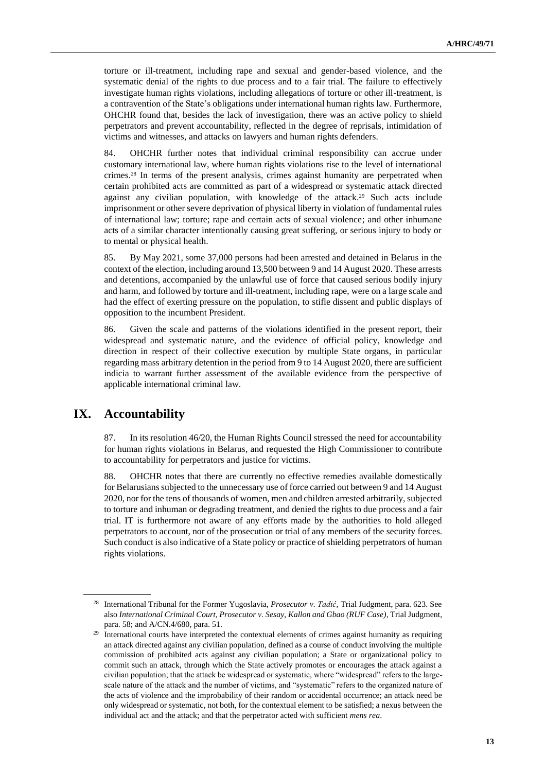torture or ill-treatment, including rape and sexual and gender-based violence, and the systematic denial of the rights to due process and to a fair trial. The failure to effectively investigate human rights violations, including allegations of torture or other ill-treatment, is a contravention of the State's obligations under international human rights law. Furthermore, OHCHR found that, besides the lack of investigation, there was an active policy to shield perpetrators and prevent accountability, reflected in the degree of reprisals, intimidation of victims and witnesses, and attacks on lawyers and human rights defenders.

84. OHCHR further notes that individual criminal responsibility can accrue under customary international law, where human rights violations rise to the level of international crimes.[28] In terms of the present analysis, crimes against humanity are perpetrated when certain prohibited acts are committed as part of a widespread or systematic attack directed against any civilian population, with knowledge of the attack.[29] Such acts include imprisonment or other severe deprivation of physical liberty in violation of fundamental rules of international law; torture; rape and certain acts of sexual violence; and other inhumane acts of a similar character intentionally causing great suffering, or serious injury to body or to mental or physical health.

85. By May 2021, some 37,000 persons had been arrested and detained in Belarus in the context of the election, including around 13,500 between 9 and 14 August 2020. These arrests and detentions, accompanied by the unlawful use of force that caused serious bodily injury and harm, and followed by torture and ill-treatment, including rape, were on a large scale and had the effect of exerting pressure on the population, to stifle dissent and public displays of opposition to the incumbent President.

86. Given the scale and patterns of the violations identified in the present report, their widespread and systematic nature, and the evidence of official policy, knowledge and direction in respect of their collective execution by multiple State organs, in particular regarding mass arbitrary detention in the period from 9 to 14 August 2020, there are sufficient indicia to warrant further assessment of the available evidence from the perspective of applicable international criminal law.

# IX. Accountability

87. In its resolution 46/20, the Human Rights Council stressed the need for accountability for human rights violations in Belarus, and requested the High Commissioner to contribute to accountability for perpetrators and justice for victims.

88. OHCHR notes that there are currently no effective remedies available domestically for Belarusians subjected to the unnecessary use of force carried out between 9 and 14 August 2020, nor for the tens of thousands of women, men and children arrested arbitrarily, subjected to torture and inhuman or degrading treatment, and denied the rights to due process and a fair trial. IT is furthermore not aware of any efforts made by the authorities to hold alleged perpetrators to account, nor of the prosecution or trial of any members of the security forces. Such conduct is also indicative of a State policy or practice of shielding perpetrators of human rights violations.

---

[28] International Tribunal for the Former Yugoslavia, *Prosecutor v. Tadić*, Trial Judgment, para. 623. See also *International Criminal Court, Prosecutor v. Sesay, Kallon and Gbao (RUF Case)*, Trial Judgment, para. 58; and A/CN.4/680, para. 51.

[29] International courts have interpreted the contextual elements of crimes against humanity as requiring an attack directed against any civilian population, defined as a course of conduct involving the multiple commission of prohibited acts against any civilian population; a State or organizational policy to commit such an attack, through which the State actively promotes or encourages the attack against a civilian population; that the attack be widespread or systematic, where "widespread" refers to the large-scale nature of the attack and the number of victims, and "systematic" refers to the organized nature of the acts of violence and the improbability of their random or accidental occurrence; an attack need be only widespread or systematic, not both, for the contextual element to be satisfied; a nexus between the individual act and the attack; and that the perpetrator acted with sufficient *mens rea*.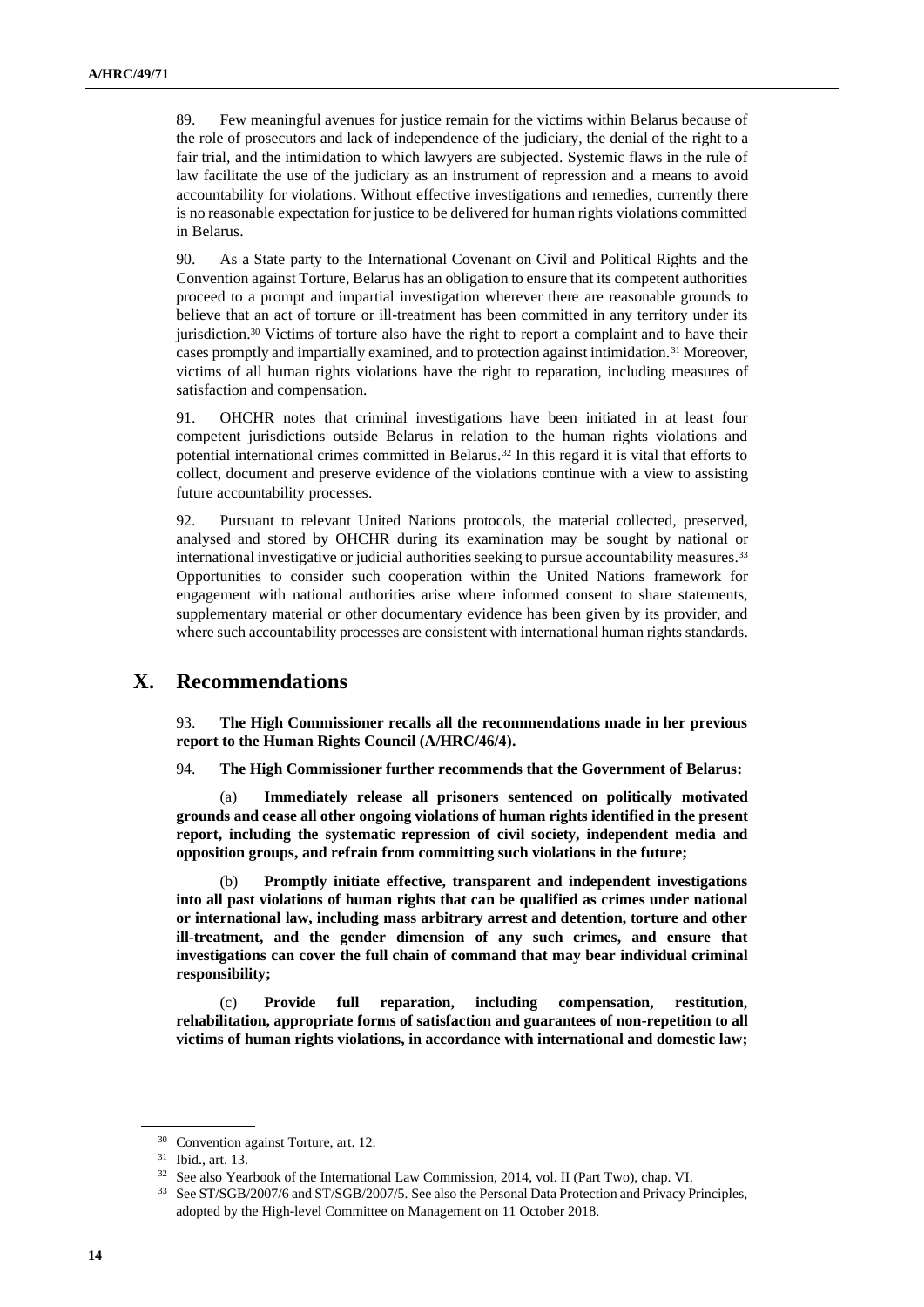89. Few meaningful avenues for justice remain for the victims within Belarus because of the role of prosecutors and lack of independence of the judiciary, the denial of the right to a fair trial, and the intimidation to which lawyers are subjected. Systemic flaws in the rule of law facilitate the use of the judiciary as an instrument of repression and a means to avoid accountability for violations. Without effective investigations and remedies, currently there is no reasonable expectation for justice to be delivered for human rights violations committed in Belarus.

90. As a State party to the International Covenant on Civil and Political Rights and the Convention against Torture, Belarus has an obligation to ensure that its competent authorities proceed to a prompt and impartial investigation wherever there are reasonable grounds to believe that an act of torture or ill-treatment has been committed in any territory under its jurisdiction.[30] Victims of torture also have the right to report a complaint and to have their cases promptly and impartially examined, and to protection against intimidation.[31] Moreover, victims of all human rights violations have the right to reparation, including measures of satisfaction and compensation.

91. OHCHR notes that criminal investigations have been initiated in at least four competent jurisdictions outside Belarus in relation to the human rights violations and potential international crimes committed in Belarus.[32] In this regard it is vital that efforts to collect, document and preserve evidence of the violations continue with a view to assisting future accountability processes.

92. Pursuant to relevant United Nations protocols, the material collected, preserved, analysed and stored by OHCHR during its examination may be sought by national or international investigative or judicial authorities seeking to pursue accountability measures.[33] Opportunities to consider such cooperation within the United Nations framework for engagement with national authorities arise where informed consent to share statements, supplementary material or other documentary evidence has been given by its provider, and where such accountability processes are consistent with international human rights standards.

# X. Recommendations

93. **The High Commissioner recalls all the recommendations made in her previous report to the Human Rights Council (A/HRC/46/4).**

94. **The High Commissioner further recommends that the Government of Belarus:**

(a) **Immediately release all prisoners sentenced on politically motivated grounds and cease all other ongoing violations of human rights identified in the present report, including the systematic repression of civil society, independent media and opposition groups, and refrain from committing such violations in the future;**

(b) **Promptly initiate effective, transparent and independent investigations into all past violations of human rights that can be qualified as crimes under national or international law, including mass arbitrary arrest and detention, torture and other ill-treatment, and the gender dimension of any such crimes, and ensure that investigations can cover the full chain of command that may bear individual criminal responsibility;**

(c) **Provide full reparation, including compensation, restitution, rehabilitation, appropriate forms of satisfaction and guarantees of non-repetition to all victims of human rights violations, in accordance with international and domestic law;**

---

[30] Convention against Torture, art. 12.

[31] Ibid., art. 13.

[32] See also Yearbook of the International Law Commission, 2014, vol. II (Part Two), chap. VI.

[33] See ST/SGB/2007/6 and ST/SGB/2007/5. See also the Personal Data Protection and Privacy Principles, adopted by the High-level Committee on Management on 11 October 2018.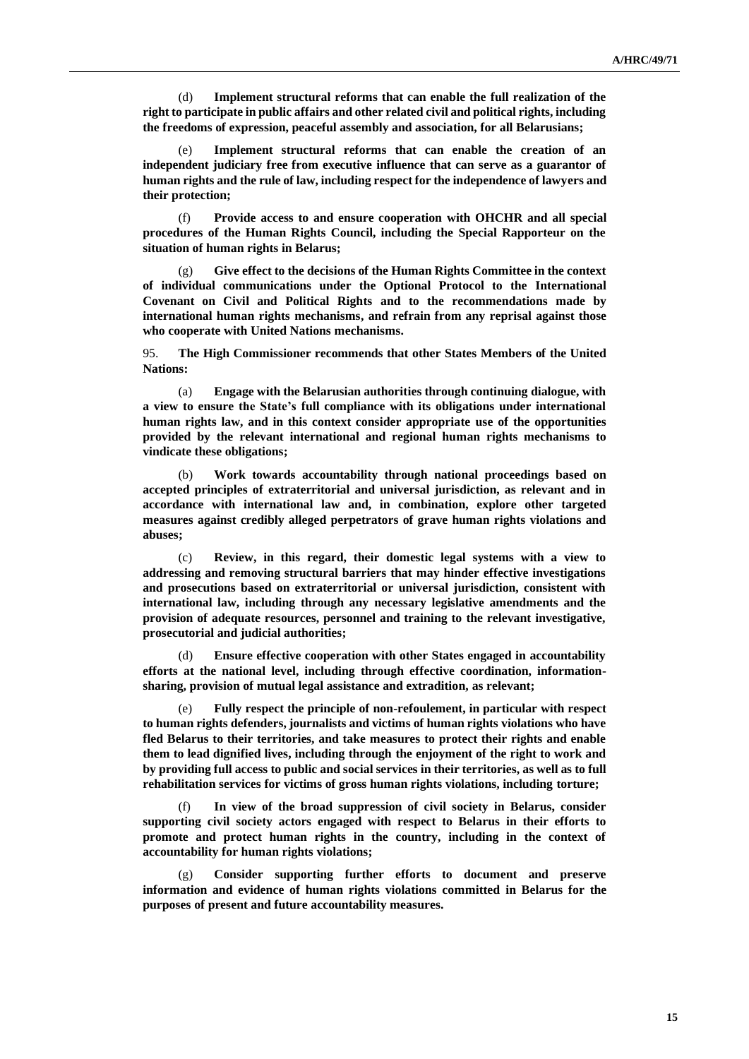(d) **Implement structural reforms that can enable the full realization of the right to participate in public affairs and other related civil and political rights, including the freedoms of expression, peaceful assembly and association, for all Belarusians;**

(e) **Implement structural reforms that can enable the creation of an independent judiciary free from executive influence that can serve as a guarantor of human rights and the rule of law, including respect for the independence of lawyers and their protection;**

(f) **Provide access to and ensure cooperation with OHCHR and all special procedures of the Human Rights Council, including the Special Rapporteur on the situation of human rights in Belarus;**

(g) **Give effect to the decisions of the Human Rights Committee in the context of individual communications under the Optional Protocol to the International Covenant on Civil and Political Rights and to the recommendations made by international human rights mechanisms, and refrain from any reprisal against those who cooperate with United Nations mechanisms.**

95. **The High Commissioner recommends that other States Members of the United Nations:**

(a) **Engage with the Belarusian authorities through continuing dialogue, with a view to ensure the State's full compliance with its obligations under international human rights law, and in this context consider appropriate use of the opportunities provided by the relevant international and regional human rights mechanisms to vindicate these obligations;**

(b) **Work towards accountability through national proceedings based on accepted principles of extraterritorial and universal jurisdiction, as relevant and in accordance with international law and, in combination, explore other targeted measures against credibly alleged perpetrators of grave human rights violations and abuses;**

(c) **Review, in this regard, their domestic legal systems with a view to addressing and removing structural barriers that may hinder effective investigations and prosecutions based on extraterritorial or universal jurisdiction, consistent with international law, including through any necessary legislative amendments and the provision of adequate resources, personnel and training to the relevant investigative, prosecutorial and judicial authorities;**

(d) **Ensure effective cooperation with other States engaged in accountability efforts at the national level, including through effective coordination, information-sharing, provision of mutual legal assistance and extradition, as relevant;**

(e) **Fully respect the principle of non-refoulement, in particular with respect to human rights defenders, journalists and victims of human rights violations who have fled Belarus to their territories, and take measures to protect their rights and enable them to lead dignified lives, including through the enjoyment of the right to work and by providing full access to public and social services in their territories, as well as to full rehabilitation services for victims of gross human rights violations, including torture;**

(f) **In view of the broad suppression of civil society in Belarus, consider supporting civil society actors engaged with respect to Belarus in their efforts to promote and protect human rights in the country, including in the context of accountability for human rights violations;**

(g) **Consider supporting further efforts to document and preserve information and evidence of human rights violations committed in Belarus for the purposes of present and future accountability measures.**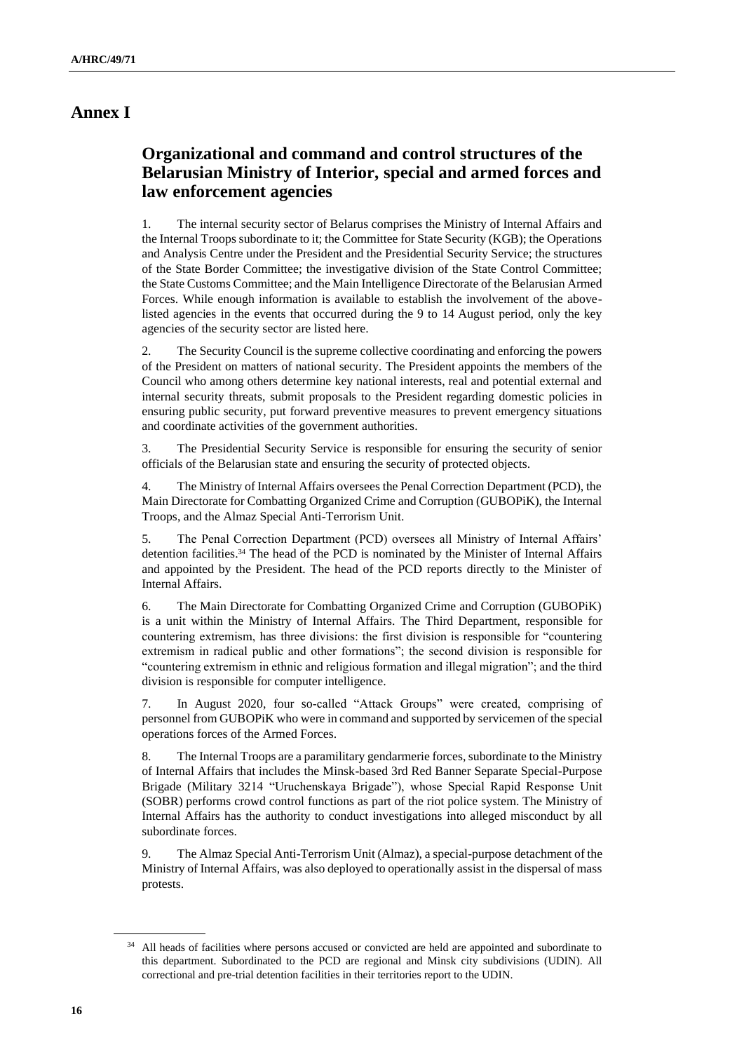# Annex I

## Organizational and command and control structures of the Belarusian Ministry of Interior, special and armed forces and law enforcement agencies

1. The internal security sector of Belarus comprises the Ministry of Internal Affairs and the Internal Troops subordinate to it; the Committee for State Security (KGB); the Operations and Analysis Centre under the President and the Presidential Security Service; the structures of the State Border Committee; the investigative division of the State Control Committee; the State Customs Committee; and the Main Intelligence Directorate of the Belarusian Armed Forces. While enough information is available to establish the involvement of the above-listed agencies in the events that occurred during the 9 to 14 August period, only the key agencies of the security sector are listed here.

2. The Security Council is the supreme collective coordinating and enforcing the powers of the President on matters of national security. The President appoints the members of the Council who among others determine key national interests, real and potential external and internal security threats, submit proposals to the President regarding domestic policies in ensuring public security, put forward preventive measures to prevent emergency situations and coordinate activities of the government authorities.

3. The Presidential Security Service is responsible for ensuring the security of senior officials of the Belarusian state and ensuring the security of protected objects.

4. The Ministry of Internal Affairs oversees the Penal Correction Department (PCD), the Main Directorate for Combatting Organized Crime and Corruption (GUBOPiK), the Internal Troops, and the Almaz Special Anti-Terrorism Unit.

5. The Penal Correction Department (PCD) oversees all Ministry of Internal Affairs' detention facilities.[34] The head of the PCD is nominated by the Minister of Internal Affairs and appointed by the President. The head of the PCD reports directly to the Minister of Internal Affairs.

6. The Main Directorate for Combatting Organized Crime and Corruption (GUBOPiK) is a unit within the Ministry of Internal Affairs. The Third Department, responsible for countering extremism, has three divisions: the first division is responsible for "countering extremism in radical public and other formations"; the second division is responsible for "countering extremism in ethnic and religious formation and illegal migration"; and the third division is responsible for computer intelligence.

7. In August 2020, four so-called "Attack Groups" were created, comprising of personnel from GUBOPiK who were in command and supported by servicemen of the special operations forces of the Armed Forces.

8. The Internal Troops are a paramilitary gendarmerie forces, subordinate to the Ministry of Internal Affairs that includes the Minsk-based 3rd Red Banner Separate Special-Purpose Brigade (Military 3214 "Uruchenskaya Brigade"), whose Special Rapid Response Unit (SOBR) performs crowd control functions as part of the riot police system. The Ministry of Internal Affairs has the authority to conduct investigations into alleged misconduct by all subordinate forces.

9. The Almaz Special Anti-Terrorism Unit (Almaz), a special-purpose detachment of the Ministry of Internal Affairs, was also deployed to operationally assist in the dispersal of mass protests.

---

[34] All heads of facilities where persons accused or convicted are held are appointed and subordinate to this department. Subordinated to the PCD are regional and Minsk city subdivisions (UDIN). All correctional and pre-trial detention facilities in their territories report to the UDIN.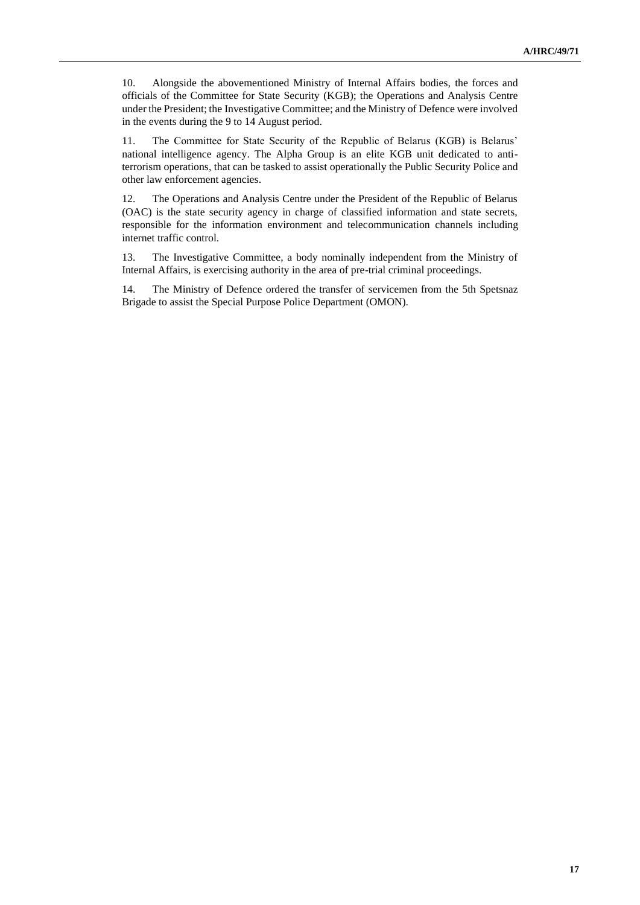10. Alongside the abovementioned Ministry of Internal Affairs bodies, the forces and officials of the Committee for State Security (KGB); the Operations and Analysis Centre under the President; the Investigative Committee; and the Ministry of Defence were involved in the events during the 9 to 14 August period.

11. The Committee for State Security of the Republic of Belarus (KGB) is Belarus' national intelligence agency. The Alpha Group is an elite KGB unit dedicated to anti-terrorism operations, that can be tasked to assist operationally the Public Security Police and other law enforcement agencies.

12. The Operations and Analysis Centre under the President of the Republic of Belarus (OAC) is the state security agency in charge of classified information and state secrets, responsible for the information environment and telecommunication channels including internet traffic control.

13. The Investigative Committee, a body nominally independent from the Ministry of Internal Affairs, is exercising authority in the area of pre-trial criminal proceedings.

14. The Ministry of Defence ordered the transfer of servicemen from the 5th Spetsnaz Brigade to assist the Special Purpose Police Department (OMON).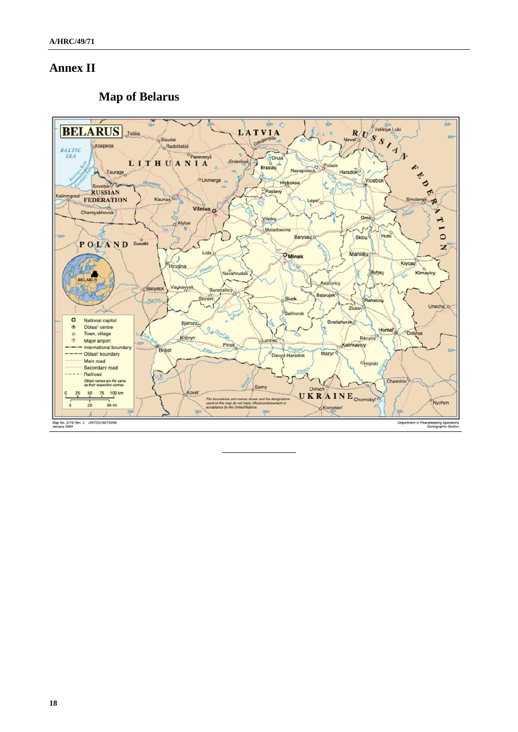# Annex II

## Map of Belarus

BELARUS

LATVIA

LITHUANIA

RUSSIAN FEDERATION

POLAND

UKRAINE

BALTIC SEA

National capital
Oblast' centre
Town, village
Major airport
International boundary
Oblast' boundary
Main road
Secondary road
Railroad
Oblast names are the same as their respective centres.

0 25 50 75 100 km
0 25 50 mi

The boundaries and names shown and the designations used on this map do not imply official endorsement or acceptance by the United Nations.

Map No. 3776 Rev. 3 UNITED NATIONS
January 2004

Department of Peacekeeping Operations
Cartographic Section